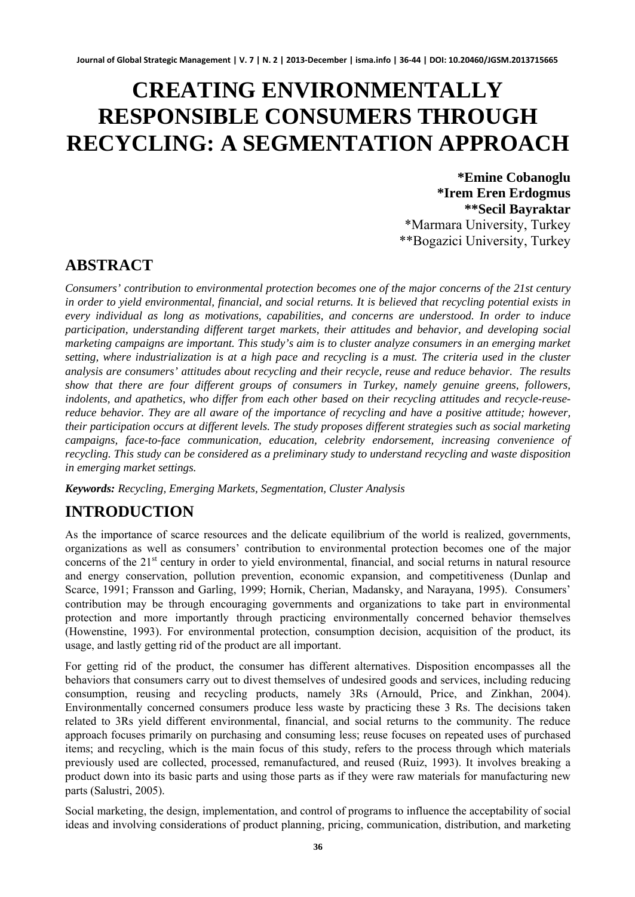# CREATING ENVIRONMENTALLY RESPONSIBLE CONSUMERS THROUGH RECYCLING: A SEGMENTATION APPROACH

**\*Emine Cobanoglu**
**\*Irem Eren Erdogmus**
**\*\*Secil Bayraktar**
\*Marmara University, Turkey
\*\*Bogazici University, Turkey

## ABSTRACT

*Consumers' contribution to environmental protection becomes one of the major concerns of the 21st century in order to yield environmental, financial, and social returns. It is believed that recycling potential exists in every individual as long as motivations, capabilities, and concerns are understood. In order to induce participation, understanding different target markets, their attitudes and behavior, and developing social marketing campaigns are important. This study's aim is to cluster analyze consumers in an emerging market setting, where industrialization is at a high pace and recycling is a must. The criteria used in the cluster analysis are consumers' attitudes about recycling and their recycle, reuse and reduce behavior. The results show that there are four different groups of consumers in Turkey, namely genuine greens, followers, indolents, and apathetics, who differ from each other based on their recycling attitudes and recycle-reuse-reduce behavior. They are all aware of the importance of recycling and have a positive attitude; however, their participation occurs at different levels. The study proposes different strategies such as social marketing campaigns, face-to-face communication, education, celebrity endorsement, increasing convenience of recycling. This study can be considered as a preliminary study to understand recycling and waste disposition in emerging market settings.*

***Keywords:*** *Recycling, Emerging Markets, Segmentation, Cluster Analysis*

## INTRODUCTION

As the importance of scarce resources and the delicate equilibrium of the world is realized, governments, organizations as well as consumers' contribution to environmental protection becomes one of the major concerns of the 21st century in order to yield environmental, financial, and social returns in natural resource and energy conservation, pollution prevention, economic expansion, and competitiveness (Dunlap and Scarce, 1991; Fransson and Garling, 1999; Hornik, Cherian, Madansky, and Narayana, 1995). Consumers' contribution may be through encouraging governments and organizations to take part in environmental protection and more importantly through practicing environmentally concerned behavior themselves (Howenstine, 1993). For environmental protection, consumption decision, acquisition of the product, its usage, and lastly getting rid of the product are all important.

For getting rid of the product, the consumer has different alternatives. Disposition encompasses all the behaviors that consumers carry out to divest themselves of undesired goods and services, including reducing consumption, reusing and recycling products, namely 3Rs (Arnould, Price, and Zinkhan, 2004). Environmentally concerned consumers produce less waste by practicing these 3 Rs. The decisions taken related to 3Rs yield different environmental, financial, and social returns to the community. The reduce approach focuses primarily on purchasing and consuming less; reuse focuses on repeated uses of purchased items; and recycling, which is the main focus of this study, refers to the process through which materials previously used are collected, processed, remanufactured, and reused (Ruiz, 1993). It involves breaking a product down into its basic parts and using those parts as if they were raw materials for manufacturing new parts (Salustri, 2005).

Social marketing, the design, implementation, and control of programs to influence the acceptability of social ideas and involving considerations of product planning, pricing, communication, distribution, and marketing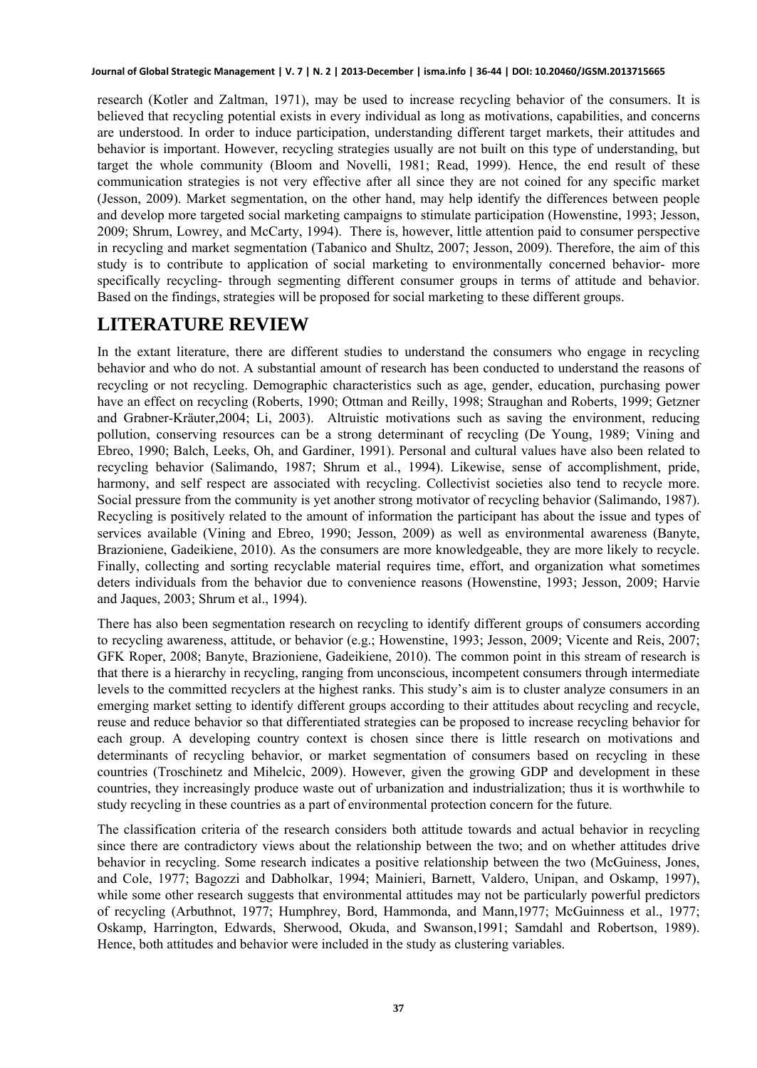research (Kotler and Zaltman, 1971), may be used to increase recycling behavior of the consumers. It is believed that recycling potential exists in every individual as long as motivations, capabilities, and concerns are understood. In order to induce participation, understanding different target markets, their attitudes and behavior is important. However, recycling strategies usually are not built on this type of understanding, but target the whole community (Bloom and Novelli, 1981; Read, 1999). Hence, the end result of these communication strategies is not very effective after all since they are not coined for any specific market (Jesson, 2009). Market segmentation, on the other hand, may help identify the differences between people and develop more targeted social marketing campaigns to stimulate participation (Howenstine, 1993; Jesson, 2009; Shrum, Lowrey, and McCarty, 1994). There is, however, little attention paid to consumer perspective in recycling and market segmentation (Tabanico and Shultz, 2007; Jesson, 2009). Therefore, the aim of this study is to contribute to application of social marketing to environmentally concerned behavior- more specifically recycling- through segmenting different consumer groups in terms of attitude and behavior. Based on the findings, strategies will be proposed for social marketing to these different groups.

## LITERATURE REVIEW

In the extant literature, there are different studies to understand the consumers who engage in recycling behavior and who do not. A substantial amount of research has been conducted to understand the reasons of recycling or not recycling. Demographic characteristics such as age, gender, education, purchasing power have an effect on recycling (Roberts, 1990; Ottman and Reilly, 1998; Straughan and Roberts, 1999; Getzner and Grabner-Kräuter,2004; Li, 2003). Altruistic motivations such as saving the environment, reducing pollution, conserving resources can be a strong determinant of recycling (De Young, 1989; Vining and Ebreo, 1990; Balch, Leeks, Oh, and Gardiner, 1991). Personal and cultural values have also been related to recycling behavior (Salimando, 1987; Shrum et al., 1994). Likewise, sense of accomplishment, pride, harmony, and self respect are associated with recycling. Collectivist societies also tend to recycle more. Social pressure from the community is yet another strong motivator of recycling behavior (Salimando, 1987). Recycling is positively related to the amount of information the participant has about the issue and types of services available (Vining and Ebreo, 1990; Jesson, 2009) as well as environmental awareness (Banyte, Brazioniene, Gadeikiene, 2010). As the consumers are more knowledgeable, they are more likely to recycle. Finally, collecting and sorting recyclable material requires time, effort, and organization what sometimes deters individuals from the behavior due to convenience reasons (Howenstine, 1993; Jesson, 2009; Harvie and Jaques, 2003; Shrum et al., 1994).

There has also been segmentation research on recycling to identify different groups of consumers according to recycling awareness, attitude, or behavior (e.g.; Howenstine, 1993; Jesson, 2009; Vicente and Reis, 2007; GFK Roper, 2008; Banyte, Brazioniene, Gadeikiene, 2010). The common point in this stream of research is that there is a hierarchy in recycling, ranging from unconscious, incompetent consumers through intermediate levels to the committed recyclers at the highest ranks. This study's aim is to cluster analyze consumers in an emerging market setting to identify different groups according to their attitudes about recycling and recycle, reuse and reduce behavior so that differentiated strategies can be proposed to increase recycling behavior for each group. A developing country context is chosen since there is little research on motivations and determinants of recycling behavior, or market segmentation of consumers based on recycling in these countries (Troschinetz and Mihelcic, 2009). However, given the growing GDP and development in these countries, they increasingly produce waste out of urbanization and industrialization; thus it is worthwhile to study recycling in these countries as a part of environmental protection concern for the future.

The classification criteria of the research considers both attitude towards and actual behavior in recycling since there are contradictory views about the relationship between the two; and on whether attitudes drive behavior in recycling. Some research indicates a positive relationship between the two (McGuiness, Jones, and Cole, 1977; Bagozzi and Dabholkar, 1994; Mainieri, Barnett, Valdero, Unipan, and Oskamp, 1997), while some other research suggests that environmental attitudes may not be particularly powerful predictors of recycling (Arbuthnot, 1977; Humphrey, Bord, Hammonda, and Mann,1977; McGuinness et al., 1977; Oskamp, Harrington, Edwards, Sherwood, Okuda, and Swanson,1991; Samdahl and Robertson, 1989). Hence, both attitudes and behavior were included in the study as clustering variables.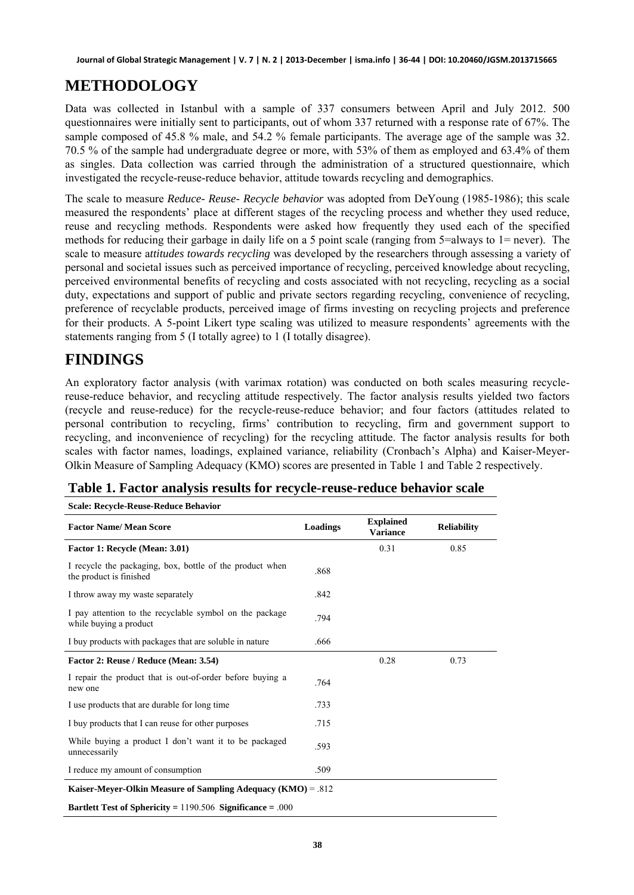# METHODOLOGY

Data was collected in Istanbul with a sample of 337 consumers between April and July 2012. 500 questionnaires were initially sent to participants, out of whom 337 returned with a response rate of 67%. The sample composed of 45.8 % male, and 54.2 % female participants. The average age of the sample was 32. 70.5 % of the sample had undergraduate degree or more, with 53% of them as employed and 63.4% of them as singles. Data collection was carried through the administration of a structured questionnaire, which investigated the recycle-reuse-reduce behavior, attitude towards recycling and demographics.

The scale to measure *Reduce- Reuse- Recycle behavior* was adopted from DeYoung (1985-1986); this scale measured the respondents' place at different stages of the recycling process and whether they used reduce, reuse and recycling methods. Respondents were asked how frequently they used each of the specified methods for reducing their garbage in daily life on a 5 point scale (ranging from 5=always to 1= never). The scale to measure a*ttitudes towards recycling* was developed by the researchers through assessing a variety of personal and societal issues such as perceived importance of recycling, perceived knowledge about recycling, perceived environmental benefits of recycling and costs associated with not recycling, recycling as a social duty, expectations and support of public and private sectors regarding recycling, convenience of recycling, preference of recyclable products, perceived image of firms investing on recycling projects and preference for their products. A 5-point Likert type scaling was utilized to measure respondents' agreements with the statements ranging from 5 (I totally agree) to 1 (I totally disagree).

# FINDINGS

An exploratory factor analysis (with varimax rotation) was conducted on both scales measuring recycle-reuse-reduce behavior, and recycling attitude respectively. The factor analysis results yielded two factors (recycle and reuse-reduce) for the recycle-reuse-reduce behavior; and four factors (attitudes related to personal contribution to recycling, firms' contribution to recycling, firm and government support to recycling, and inconvenience of recycling) for the recycling attitude. The factor analysis results for both scales with factor names, loadings, explained variance, reliability (Cronbach's Alpha) and Kaiser-Meyer-Olkin Measure of Sampling Adequacy (KMO) scores are presented in Table 1 and Table 2 respectively.

**Table 1. Factor analysis results for recycle-reuse-reduce behavior scale**

| **Scale: Recycle-Reuse-Reduce Behavior** | | | |
|---|---|---|---|
| **Factor Name/ Mean Score** | **Loadings** | **Explained Variance** | **Reliability** |
| **Factor 1: Recycle (Mean: 3.01)** | | 0.31 | 0.85 |
| I recycle the packaging, box, bottle of the product when the product is finished | .868 | | |
| I throw away my waste separately | .842 | | |
| I pay attention to the recyclable symbol on the package while buying a product | .794 | | |
| I buy products with packages that are soluble in nature | .666 | | |
| **Factor 2: Reuse / Reduce (Mean: 3.54)** | | 0.28 | 0.73 |
| I repair the product that is out-of-order before buying a new one | .764 | | |
| I use products that are durable for long time | .733 | | |
| I buy products that I can reuse for other purposes | .715 | | |
| While buying a product I don't want it to be packaged unnecessarily | .593 | | |
| I reduce my amount of consumption | .509 | | |
| **Kaiser-Meyer-Olkin Measure of Sampling Adequacy (KMO)** = .812 | | | |
| **Bartlett Test of Sphericity =** 1190.506 **Significance =** .000 | | | |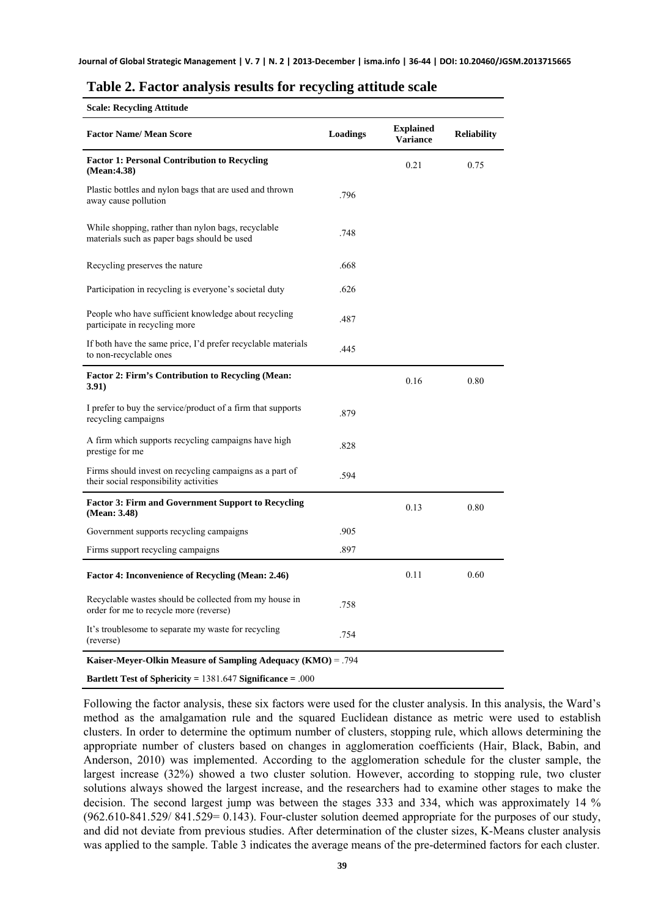## Table 2. Factor analysis results for recycling attitude scale

| **Scale: Recycling Attitude** | | | |
|---|---|---|---|
| **Factor Name/ Mean Score** | **Loadings** | **Explained Variance** | **Reliability** |
| **Factor 1: Personal Contribution to Recycling (Mean:4.38)** | | 0.21 | 0.75 |
| Plastic bottles and nylon bags that are used and thrown away cause pollution | .796 | | |
| While shopping, rather than nylon bags, recyclable materials such as paper bags should be used | .748 | | |
| Recycling preserves the nature | .668 | | |
| Participation in recycling is everyone's societal duty | .626 | | |
| People who have sufficient knowledge about recycling participate in recycling more | .487 | | |
| If both have the same price, I'd prefer recyclable materials to non-recyclable ones | .445 | | |
| **Factor 2: Firm's Contribution to Recycling (Mean: 3.91)** | | 0.16 | 0.80 |
| I prefer to buy the service/product of a firm that supports recycling campaigns | .879 | | |
| A firm which supports recycling campaigns have high prestige for me | .828 | | |
| Firms should invest on recycling campaigns as a part of their social responsibility activities | .594 | | |
| **Factor 3: Firm and Government Support to Recycling (Mean: 3.48)** | | 0.13 | 0.80 |
| Government supports recycling campaigns | .905 | | |
| Firms support recycling campaigns | .897 | | |
| **Factor 4: Inconvenience of Recycling (Mean: 2.46)** | | 0.11 | 0.60 |
| Recyclable wastes should be collected from my house in order for me to recycle more (reverse) | .758 | | |
| It's troublesome to separate my waste for recycling (reverse) | .754 | | |
| **Kaiser-Meyer-Olkin Measure of Sampling Adequacy (KMO)** = .794 | | | |
| **Bartlett Test of Sphericity =** 1381.647 **Significance =** .000 | | | |

Following the factor analysis, these six factors were used for the cluster analysis. In this analysis, the Ward's method as the amalgamation rule and the squared Euclidean distance as metric were used to establish clusters. In order to determine the optimum number of clusters, stopping rule, which allows determining the appropriate number of clusters based on changes in agglomeration coefficients (Hair, Black, Babin, and Anderson, 2010) was implemented. According to the agglomeration schedule for the cluster sample, the largest increase (32%) showed a two cluster solution. However, according to stopping rule, two cluster solutions always showed the largest increase, and the researchers had to examine other stages to make the decision. The second largest jump was between the stages 333 and 334, which was approximately 14 % (962.610-841.529/ 841.529= 0.143). Four-cluster solution deemed appropriate for the purposes of our study, and did not deviate from previous studies. After determination of the cluster sizes, K-Means cluster analysis was applied to the sample. Table 3 indicates the average means of the pre-determined factors for each cluster.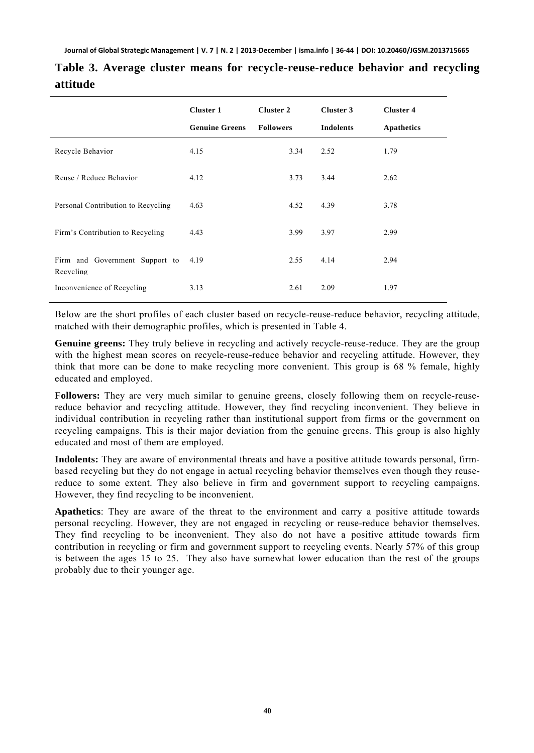**Table 3. Average cluster means for recycle-reuse-reduce behavior and recycling attitude**

| | Cluster 1<br>Genuine Greens | Cluster 2<br>Followers | Cluster 3<br>Indolents | Cluster 4<br>Apathetics |
|---|---|---|---|---|
| Recycle Behavior | 4.15 | 3.34 | 2.52 | 1.79 |
| Reuse / Reduce Behavior | 4.12 | 3.73 | 3.44 | 2.62 |
| Personal Contribution to Recycling | 4.63 | 4.52 | 4.39 | 3.78 |
| Firm's Contribution to Recycling | 4.43 | 3.99 | 3.97 | 2.99 |
| Firm and Government Support to Recycling | 4.19 | 2.55 | 4.14 | 2.94 |
| Inconvenience of Recycling | 3.13 | 2.61 | 2.09 | 1.97 |

Below are the short profiles of each cluster based on recycle-reuse-reduce behavior, recycling attitude, matched with their demographic profiles, which is presented in Table 4.

**Genuine greens:** They truly believe in recycling and actively recycle-reuse-reduce. They are the group with the highest mean scores on recycle-reuse-reduce behavior and recycling attitude. However, they think that more can be done to make recycling more convenient. This group is 68 % female, highly educated and employed.

**Followers:** They are very much similar to genuine greens, closely following them on recycle-reuse-reduce behavior and recycling attitude. However, they find recycling inconvenient. They believe in individual contribution in recycling rather than institutional support from firms or the government on recycling campaigns. This is their major deviation from the genuine greens. This group is also highly educated and most of them are employed.

**Indolents:** They are aware of environmental threats and have a positive attitude towards personal, firm-based recycling but they do not engage in actual recycling behavior themselves even though they reuse-reduce to some extent. They also believe in firm and government support to recycling campaigns. However, they find recycling to be inconvenient.

**Apathetics**: They are aware of the threat to the environment and carry a positive attitude towards personal recycling. However, they are not engaged in recycling or reuse-reduce behavior themselves. They find recycling to be inconvenient. They also do not have a positive attitude towards firm contribution in recycling or firm and government support to recycling events. Nearly 57% of this group is between the ages 15 to 25. They also have somewhat lower education than the rest of the groups probably due to their younger age.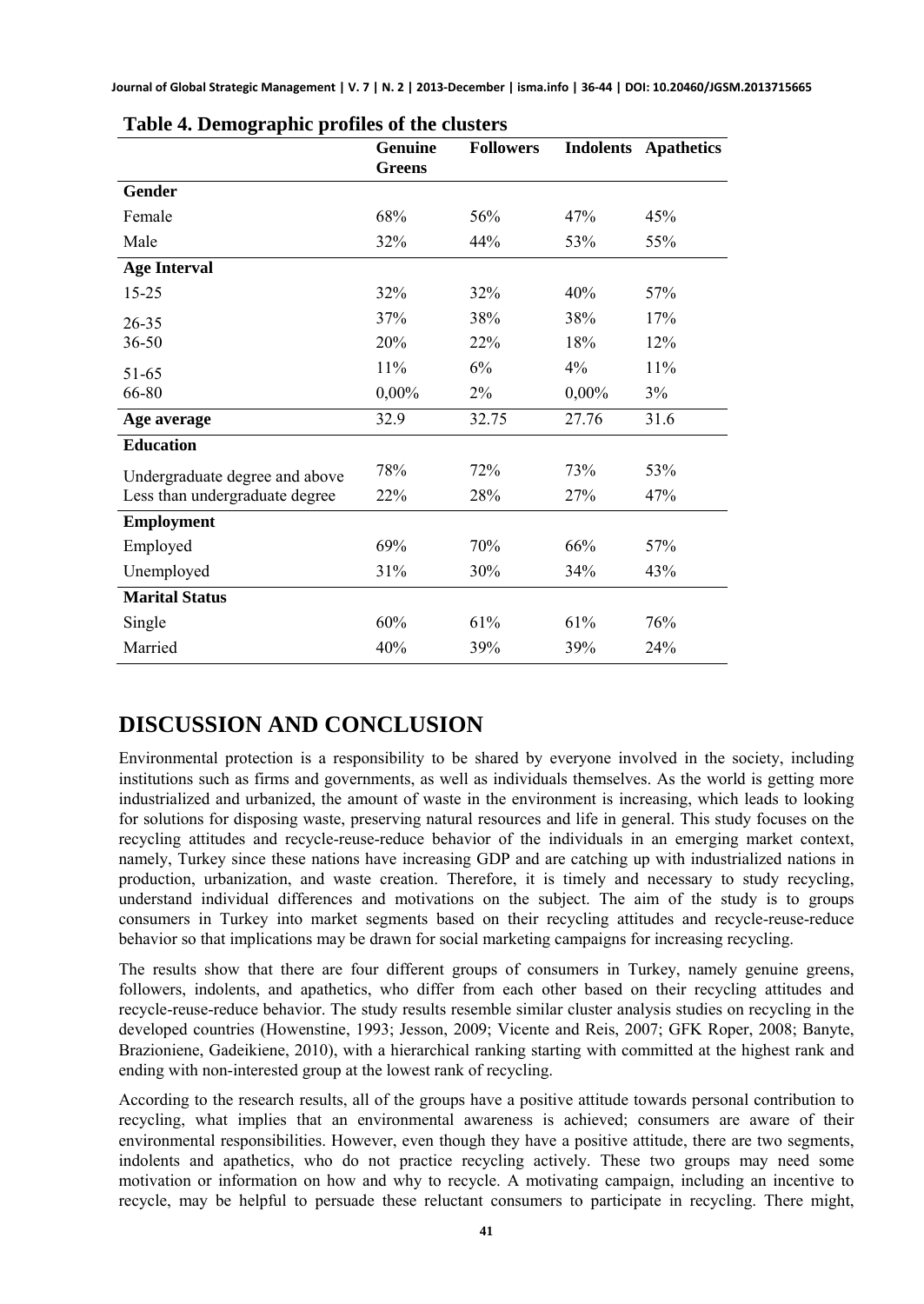**Table 4. Demographic profiles of the clusters**

| | Genuine Greens | Followers | Indolents | Apathetics |
|---|---|---|---|---|
| **Gender** | | | | |
| Female | 68% | 56% | 47% | 45% |
| Male | 32% | 44% | 53% | 55% |
| **Age Interval** | | | | |
| 15-25 | 32% | 32% | 40% | 57% |
| 26-35 | 37% | 38% | 38% | 17% |
| 36-50 | 20% | 22% | 18% | 12% |
| 51-65 | 11% | 6% | 4% | 11% |
| 66-80 | 0,00% | 2% | 0,00% | 3% |
| **Age average** | 32.9 | 32.75 | 27.76 | 31.6 |
| **Education** | | | | |
| Undergraduate degree and above | 78% | 72% | 73% | 53% |
| Less than undergraduate degree | 22% | 28% | 27% | 47% |
| **Employment** | | | | |
| Employed | 69% | 70% | 66% | 57% |
| Unemployed | 31% | 30% | 34% | 43% |
| **Marital Status** | | | | |
| Single | 60% | 61% | 61% | 76% |
| Married | 40% | 39% | 39% | 24% |

# DISCUSSION AND CONCLUSION

Environmental protection is a responsibility to be shared by everyone involved in the society, including institutions such as firms and governments, as well as individuals themselves. As the world is getting more industrialized and urbanized, the amount of waste in the environment is increasing, which leads to looking for solutions for disposing waste, preserving natural resources and life in general. This study focuses on the recycling attitudes and recycle-reuse-reduce behavior of the individuals in an emerging market context, namely, Turkey since these nations have increasing GDP and are catching up with industrialized nations in production, urbanization, and waste creation. Therefore, it is timely and necessary to study recycling, understand individual differences and motivations on the subject. The aim of the study is to groups consumers in Turkey into market segments based on their recycling attitudes and recycle-reuse-reduce behavior so that implications may be drawn for social marketing campaigns for increasing recycling.

The results show that there are four different groups of consumers in Turkey, namely genuine greens, followers, indolents, and apathetics, who differ from each other based on their recycling attitudes and recycle-reuse-reduce behavior. The study results resemble similar cluster analysis studies on recycling in the developed countries (Howenstine, 1993; Jesson, 2009; Vicente and Reis, 2007; GFK Roper, 2008; Banyte, Brazioniene, Gadeikiene, 2010), with a hierarchical ranking starting with committed at the highest rank and ending with non-interested group at the lowest rank of recycling.

According to the research results, all of the groups have a positive attitude towards personal contribution to recycling, what implies that an environmental awareness is achieved; consumers are aware of their environmental responsibilities. However, even though they have a positive attitude, there are two segments, indolents and apathetics, who do not practice recycling actively. These two groups may need some motivation or information on how and why to recycle. A motivating campaign, including an incentive to recycle, may be helpful to persuade these reluctant consumers to participate in recycling. There might,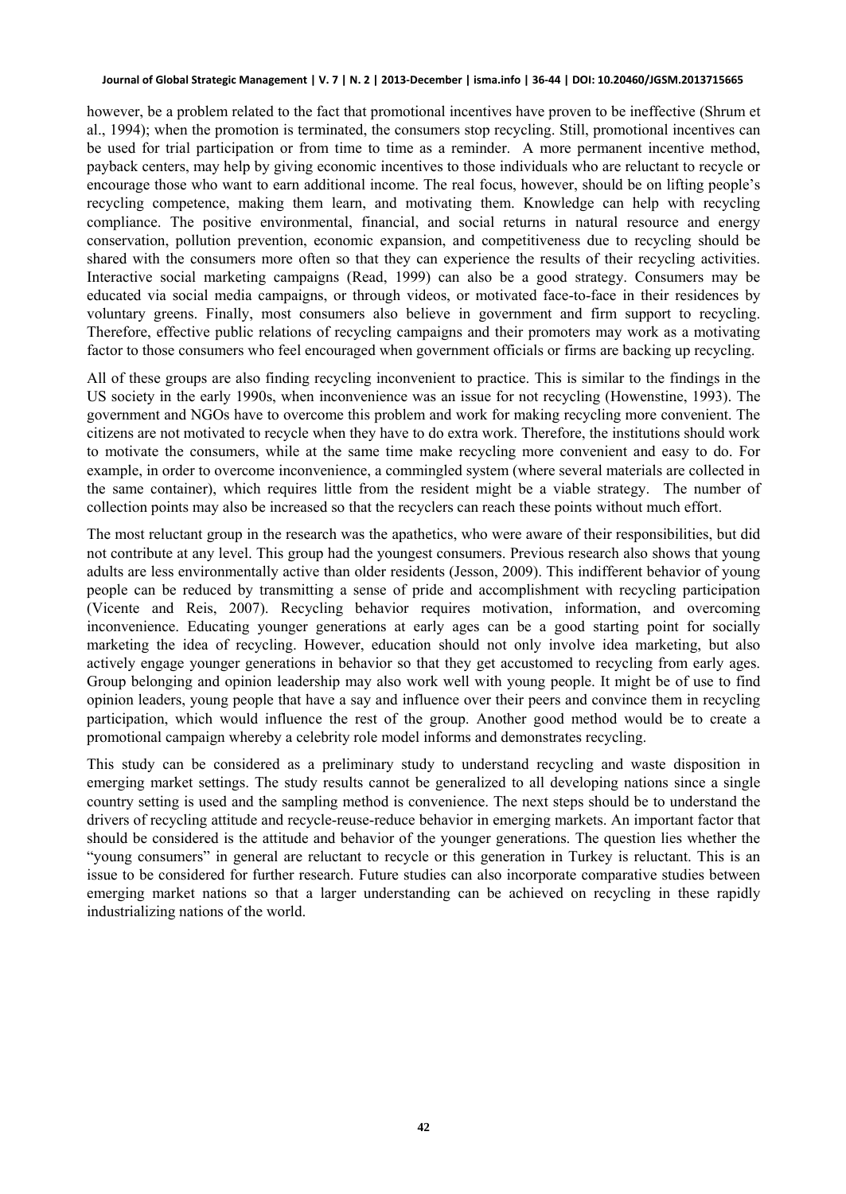however, be a problem related to the fact that promotional incentives have proven to be ineffective (Shrum et al., 1994); when the promotion is terminated, the consumers stop recycling. Still, promotional incentives can be used for trial participation or from time to time as a reminder. A more permanent incentive method, payback centers, may help by giving economic incentives to those individuals who are reluctant to recycle or encourage those who want to earn additional income. The real focus, however, should be on lifting people's recycling competence, making them learn, and motivating them. Knowledge can help with recycling compliance. The positive environmental, financial, and social returns in natural resource and energy conservation, pollution prevention, economic expansion, and competitiveness due to recycling should be shared with the consumers more often so that they can experience the results of their recycling activities. Interactive social marketing campaigns (Read, 1999) can also be a good strategy. Consumers may be educated via social media campaigns, or through videos, or motivated face-to-face in their residences by voluntary greens. Finally, most consumers also believe in government and firm support to recycling. Therefore, effective public relations of recycling campaigns and their promoters may work as a motivating factor to those consumers who feel encouraged when government officials or firms are backing up recycling.

All of these groups are also finding recycling inconvenient to practice. This is similar to the findings in the US society in the early 1990s, when inconvenience was an issue for not recycling (Howenstine, 1993). The government and NGOs have to overcome this problem and work for making recycling more convenient. The citizens are not motivated to recycle when they have to do extra work. Therefore, the institutions should work to motivate the consumers, while at the same time make recycling more convenient and easy to do. For example, in order to overcome inconvenience, a commingled system (where several materials are collected in the same container), which requires little from the resident might be a viable strategy. The number of collection points may also be increased so that the recyclers can reach these points without much effort.

The most reluctant group in the research was the apathetics, who were aware of their responsibilities, but did not contribute at any level. This group had the youngest consumers. Previous research also shows that young adults are less environmentally active than older residents (Jesson, 2009). This indifferent behavior of young people can be reduced by transmitting a sense of pride and accomplishment with recycling participation (Vicente and Reis, 2007). Recycling behavior requires motivation, information, and overcoming inconvenience. Educating younger generations at early ages can be a good starting point for socially marketing the idea of recycling. However, education should not only involve idea marketing, but also actively engage younger generations in behavior so that they get accustomed to recycling from early ages. Group belonging and opinion leadership may also work well with young people. It might be of use to find opinion leaders, young people that have a say and influence over their peers and convince them in recycling participation, which would influence the rest of the group. Another good method would be to create a promotional campaign whereby a celebrity role model informs and demonstrates recycling.

This study can be considered as a preliminary study to understand recycling and waste disposition in emerging market settings. The study results cannot be generalized to all developing nations since a single country setting is used and the sampling method is convenience. The next steps should be to understand the drivers of recycling attitude and recycle-reuse-reduce behavior in emerging markets. An important factor that should be considered is the attitude and behavior of the younger generations. The question lies whether the "young consumers" in general are reluctant to recycle or this generation in Turkey is reluctant. This is an issue to be considered for further research. Future studies can also incorporate comparative studies between emerging market nations so that a larger understanding can be achieved on recycling in these rapidly industrializing nations of the world.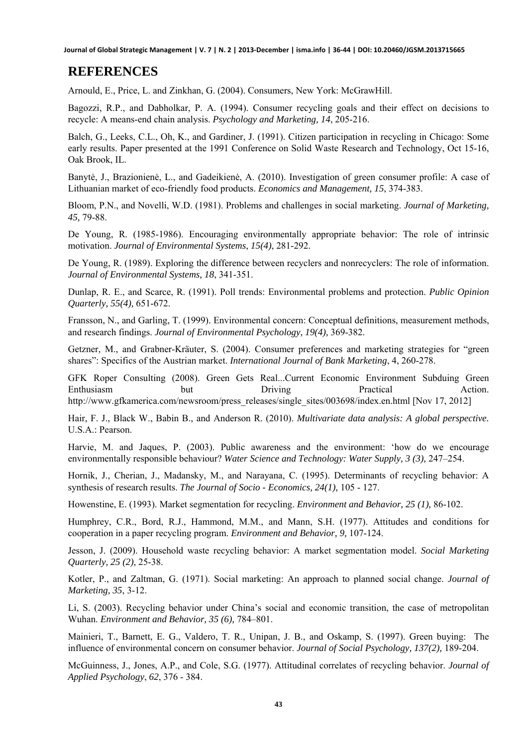# REFERENCES

Arnould, E., Price, L. and Zinkhan, G. (2004). Consumers, New York: McGrawHill.

Bagozzi, R.P., and Dabholkar, P. A. (1994). Consumer recycling goals and their effect on decisions to recycle: A means-end chain analysis. *Psychology and Marketing, 14*, 205-216.

Balch, G., Leeks, C.L., Oh, K., and Gardiner, J. (1991). Citizen participation in recycling in Chicago: Some early results. Paper presented at the 1991 Conference on Solid Waste Research and Technology, Oct 15-16, Oak Brook, IL.

Banytė, J., Brazionienė, L., and Gadeikienė, A. (2010). Investigation of green consumer profile: A case of Lithuanian market of eco-friendly food products. *Economics and Management, 15*, 374-383.

Bloom, P.N., and Novelli, W.D. (1981). Problems and challenges in social marketing. *Journal of Marketing, 45,* 79-88.

De Young, R. (1985-1986). Encouraging environmentally appropriate behavior: The role of intrinsic motivation. *Journal of Environmental Systems*, *15(4)*, 281-292.

De Young, R. (1989). Exploring the difference between recyclers and nonrecyclers: The role of information. *Journal of Environmental Systems, 18*, 341-351.

Dunlap, R. E., and Scarce, R. (1991). Poll trends: Environmental problems and protection. *Public Opinion Quarterly, 55(4),* 651-672.

Fransson, N., and Garling, T. (1999). Environmental concern: Conceptual definitions, measurement methods, and research findings. *Journal of Environmental Psychology, 19(4),* 369-382.

Getzner, M., and Grabner-Kräuter, S. (2004). Consumer preferences and marketing strategies for "green shares": Specifics of the Austrian market. *International Journal of Bank Marketing*, 4, 260-278.

GFK Roper Consulting (2008). Green Gets Real...Current Economic Environment Subduing Green Enthusiasm but Driving Practical Action. http://www.gfkamerica.com/newsroom/press_releases/single_sites/003698/index.en.html [Nov 17, 2012]

Hair, F. J., Black W., Babin B., and Anderson R. (2010). *Multivariate data analysis: A global perspective*. U.S.A.: Pearson.

Harvie, M. and Jaques, P. (2003). Public awareness and the environment: 'how do we encourage environmentally responsible behaviour? *Water Science and Technology: Water Supply, 3 (3),* 247–254.

Hornik, J., Cherian, J., Madansky, M., and Narayana, C. (1995). Determinants of recycling behavior: A synthesis of research results. *The Journal of Socio - Economics, 24(1),* 105 - 127.

Howenstine, E. (1993). Market segmentation for recycling. *Environment and Behavior, 25 (1),* 86-102.

Humphrey, C.R., Bord, R.J., Hammond, M.M., and Mann, S.H. (1977). Attitudes and conditions for cooperation in a paper recycling program. *Environment and Behavior, 9,* 107-124.

Jesson, J. (2009). Household waste recycling behavior: A market segmentation model. *Social Marketing Quarterly, 25 (2),* 25-38.

Kotler, P., and Zaltman, G. (1971). Social marketing: An approach to planned social change. *Journal of Marketing, 35*, 3-12.

Li, S. (2003). Recycling behavior under China's social and economic transition, the case of metropolitan Wuhan. *Environment and Behavior, 35 (6),* 784–801.

Mainieri, T., Barnett, E. G., Valdero, T. R., Unipan, J. B., and Oskamp, S. (1997). Green buying: The influence of environmental concern on consumer behavior. *Journal of Social Psychology, 137(2),* 189-204.

McGuinness, J., Jones, A.P., and Cole, S.G. (1977). Attitudinal correlates of recycling behavior. *Journal of Applied Psychology*, *62*, 376 - 384.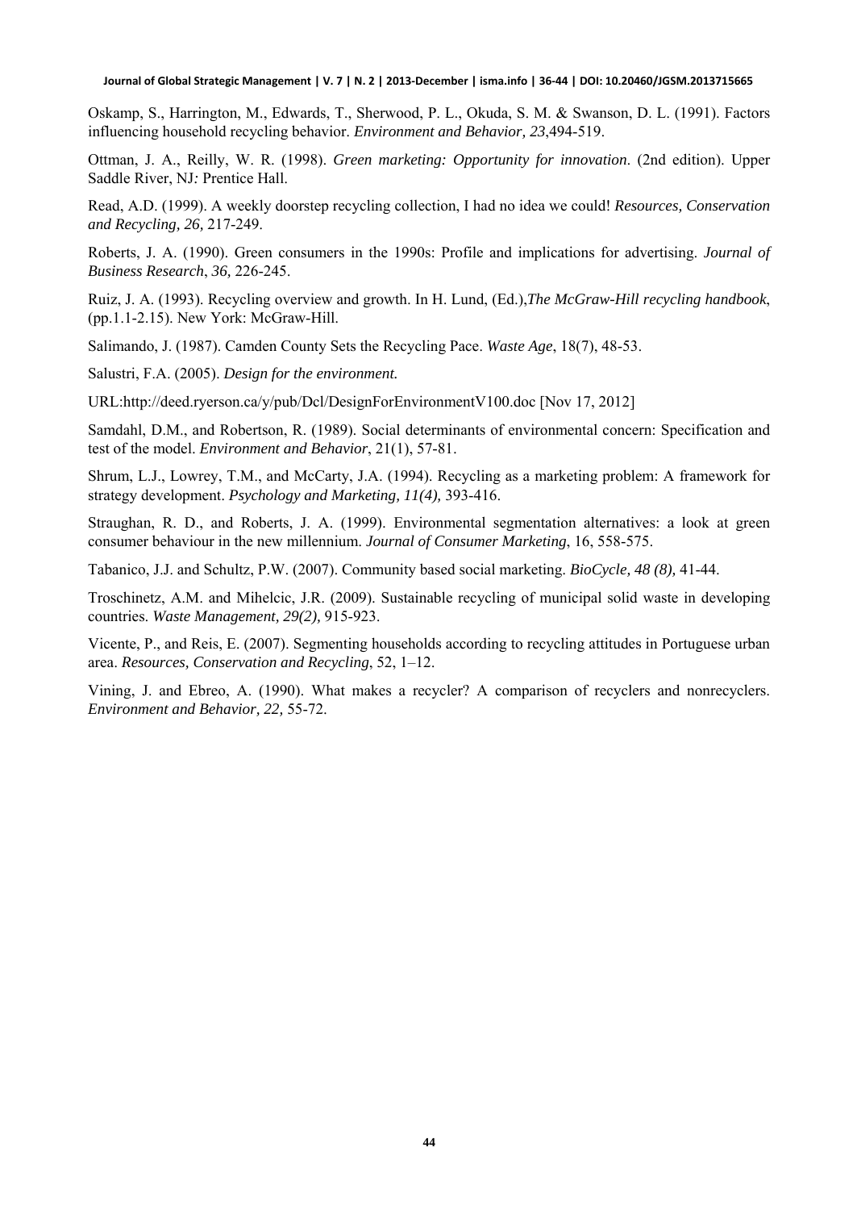Oskamp, S., Harrington, M., Edwards, T., Sherwood, P. L., Okuda, S. M. & Swanson, D. L. (1991). Factors influencing household recycling behavior. *Environment and Behavior, 23*,494-519.

Ottman, J. A., Reilly, W. R. (1998). *Green marketing: Opportunity for innovation*. (2nd edition). Upper Saddle River, NJ*:* Prentice Hall.

Read, A.D. (1999). A weekly doorstep recycling collection, I had no idea we could! *Resources, Conservation and Recycling, 26,* 217-249.

Roberts, J. A. (1990). Green consumers in the 1990s: Profile and implications for advertising. *Journal of Business Research*, *36,* 226-245.

Ruiz, J. A. (1993). Recycling overview and growth. In H. Lund, (Ed.),*The McGraw-Hill recycling handbook*, (pp.1.1-2.15). New York: McGraw-Hill.

Salimando, J. (1987). Camden County Sets the Recycling Pace. *Waste Age*, 18(7), 48-53.

Salustri, F.A. (2005). *Design for the environment.*

URL:http://deed.ryerson.ca/y/pub/Dcl/DesignForEnvironmentV100.doc [Nov 17, 2012]

Samdahl, D.M., and Robertson, R. (1989). Social determinants of environmental concern: Specification and test of the model. *Environment and Behavior*, 21(1), 57-81.

Shrum, L.J., Lowrey, T.M., and McCarty, J.A. (1994). Recycling as a marketing problem: A framework for strategy development. *Psychology and Marketing, 11(4),* 393-416.

Straughan, R. D., and Roberts, J. A. (1999). Environmental segmentation alternatives: a look at green consumer behaviour in the new millennium. *Journal of Consumer Marketing*, 16, 558-575.

Tabanico, J.J. and Schultz, P.W. (2007). Community based social marketing. *BioCycle, 48 (8),* 41-44.

Troschinetz, A.M. and Mihelcic, J.R. (2009). Sustainable recycling of municipal solid waste in developing countries. *Waste Management, 29(2),* 915-923.

Vicente, P., and Reis, E. (2007). Segmenting households according to recycling attitudes in Portuguese urban area. *Resources, Conservation and Recycling*, 52, 1–12.

Vining, J. and Ebreo, A. (1990). What makes a recycler? A comparison of recyclers and nonrecyclers. *Environment and Behavior, 22,* 55-72.